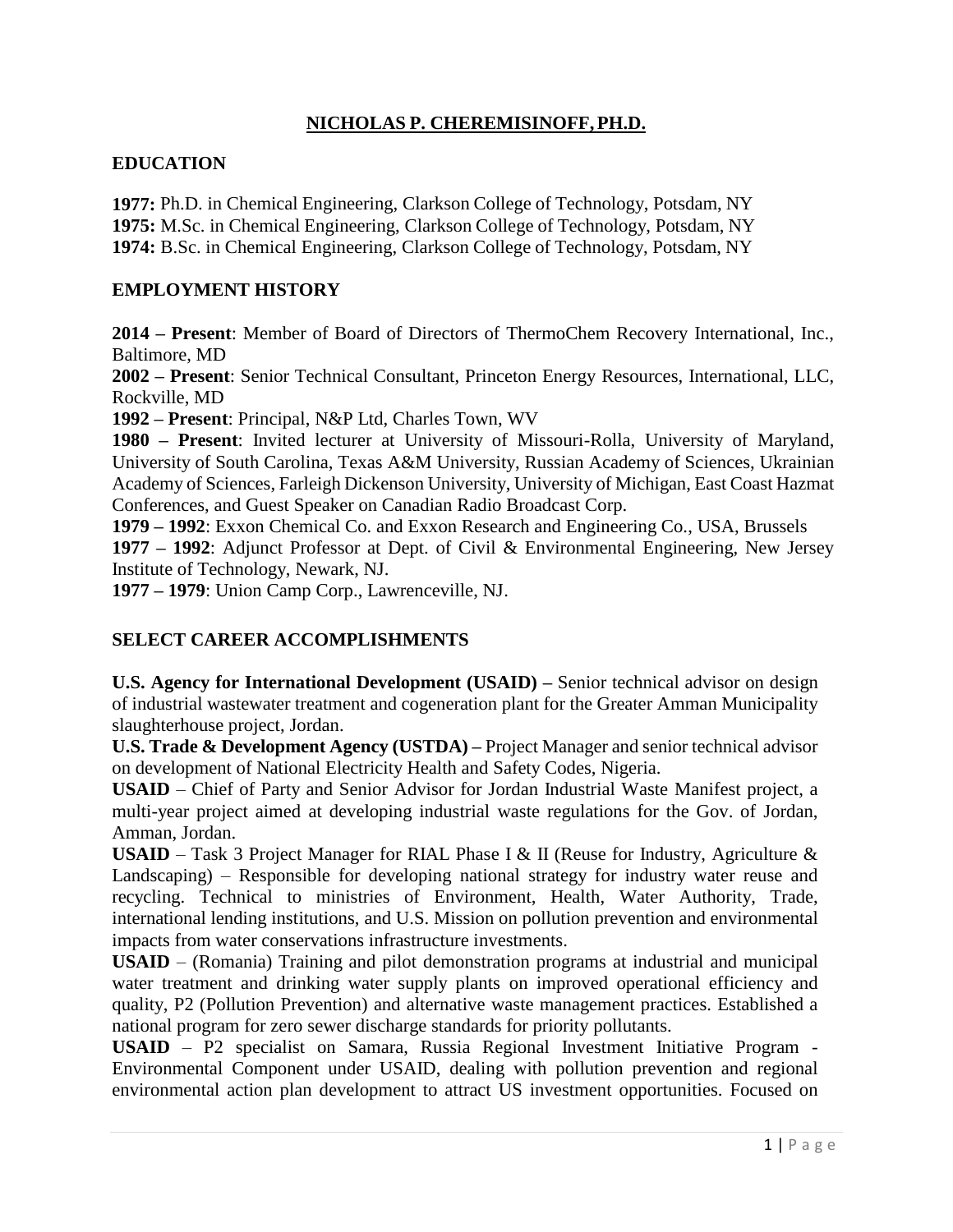# NICHOLAS P. CHEREMISINOFF, PH.D.

## EDUCATION

**1977:** Ph.D. in Chemical Engineering, Clarkson College of Technology, Potsdam, NY
**1975:** M.Sc. in Chemical Engineering, Clarkson College of Technology, Potsdam, NY
**1974:** B.Sc. in Chemical Engineering, Clarkson College of Technology, Potsdam, NY

## EMPLOYMENT HISTORY

**2014 – Present**: Member of Board of Directors of ThermoChem Recovery International, Inc., Baltimore, MD
**2002 – Present**: Senior Technical Consultant, Princeton Energy Resources, International, LLC, Rockville, MD
**1992 – Present**: Principal, N&P Ltd, Charles Town, WV
**1980 – Present**: Invited lecturer at University of Missouri-Rolla, University of Maryland, University of South Carolina, Texas A&M University, Russian Academy of Sciences, Ukrainian Academy of Sciences, Farleigh Dickenson University, University of Michigan, East Coast Hazmat Conferences, and Guest Speaker on Canadian Radio Broadcast Corp.
**1979 – 1992**: Exxon Chemical Co. and Exxon Research and Engineering Co., USA, Brussels
**1977 – 1992**: Adjunct Professor at Dept. of Civil & Environmental Engineering, New Jersey Institute of Technology, Newark, NJ.
**1977 – 1979**: Union Camp Corp., Lawrenceville, NJ.

## SELECT CAREER ACCOMPLISHMENTS

**U.S. Agency for International Development (USAID) –** Senior technical advisor on design of industrial wastewater treatment and cogeneration plant for the Greater Amman Municipality slaughterhouse project, Jordan.
**U.S. Trade & Development Agency (USTDA) –** Project Manager and senior technical advisor on development of National Electricity Health and Safety Codes, Nigeria.
**USAID** – Chief of Party and Senior Advisor for Jordan Industrial Waste Manifest project, a multi-year project aimed at developing industrial waste regulations for the Gov. of Jordan, Amman, Jordan.
**USAID** – Task 3 Project Manager for RIAL Phase I & II (Reuse for Industry, Agriculture & Landscaping) – Responsible for developing national strategy for industry water reuse and recycling. Technical to ministries of Environment, Health, Water Authority, Trade, international lending institutions, and U.S. Mission on pollution prevention and environmental impacts from water conservations infrastructure investments.
**USAID** – (Romania) Training and pilot demonstration programs at industrial and municipal water treatment and drinking water supply plants on improved operational efficiency and quality, P2 (Pollution Prevention) and alternative waste management practices. Established a national program for zero sewer discharge standards for priority pollutants.
**USAID** – P2 specialist on Samara, Russia Regional Investment Initiative Program - Environmental Component under USAID, dealing with pollution prevention and regional environmental action plan development to attract US investment opportunities. Focused on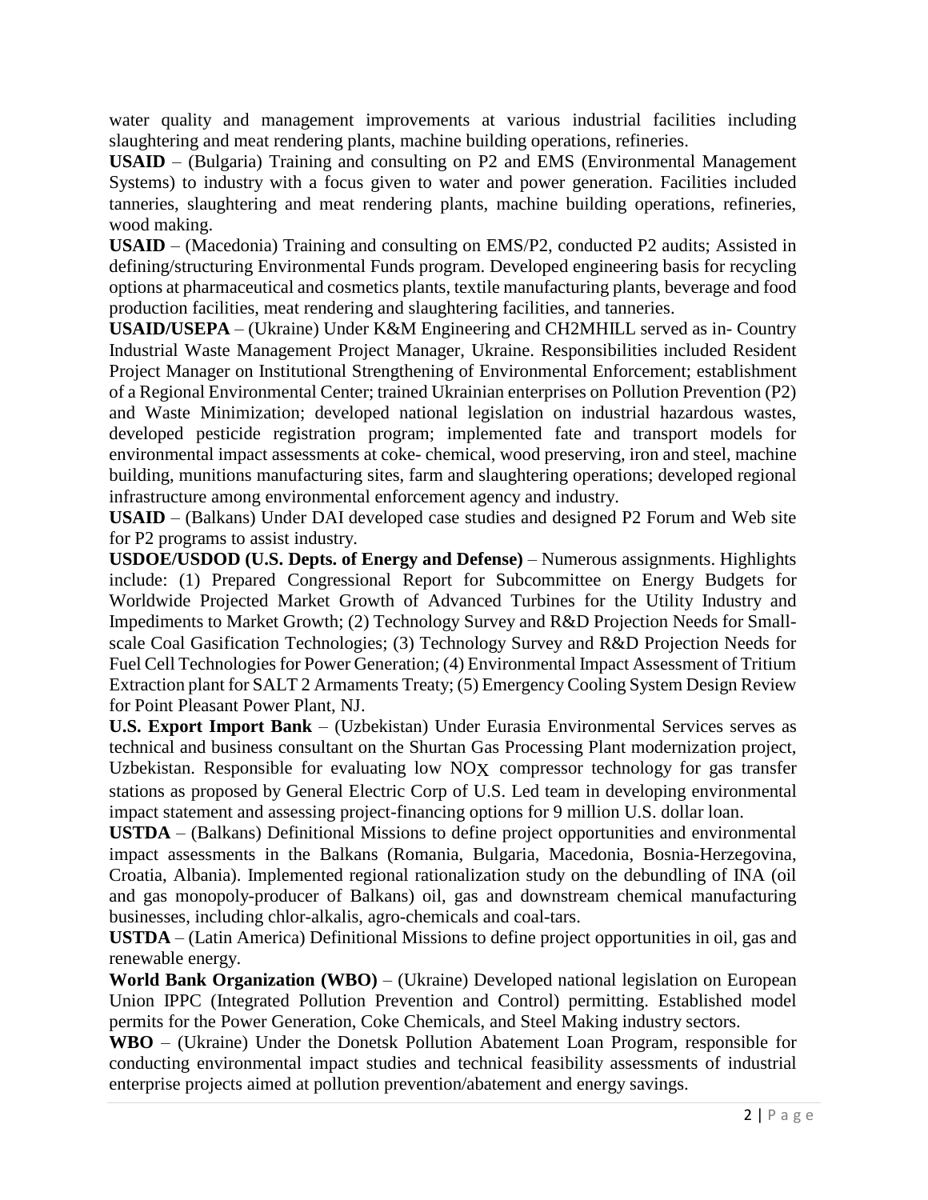water quality and management improvements at various industrial facilities including slaughtering and meat rendering plants, machine building operations, refineries.

**USAID** – (Bulgaria) Training and consulting on P2 and EMS (Environmental Management Systems) to industry with a focus given to water and power generation. Facilities included tanneries, slaughtering and meat rendering plants, machine building operations, refineries, wood making.

**USAID** – (Macedonia) Training and consulting on EMS/P2, conducted P2 audits; Assisted in defining/structuring Environmental Funds program. Developed engineering basis for recycling options at pharmaceutical and cosmetics plants, textile manufacturing plants, beverage and food production facilities, meat rendering and slaughtering facilities, and tanneries.

**USAID/USEPA** – (Ukraine) Under K&M Engineering and CH2MHILL served as in- Country Industrial Waste Management Project Manager, Ukraine. Responsibilities included Resident Project Manager on Institutional Strengthening of Environmental Enforcement; establishment of a Regional Environmental Center; trained Ukrainian enterprises on Pollution Prevention (P2) and Waste Minimization; developed national legislation on industrial hazardous wastes, developed pesticide registration program; implemented fate and transport models for environmental impact assessments at coke- chemical, wood preserving, iron and steel, machine building, munitions manufacturing sites, farm and slaughtering operations; developed regional infrastructure among environmental enforcement agency and industry.

**USAID** – (Balkans) Under DAI developed case studies and designed P2 Forum and Web site for P2 programs to assist industry.

**USDOE/USDOD (U.S. Depts. of Energy and Defense)** – Numerous assignments. Highlights include: (1) Prepared Congressional Report for Subcommittee on Energy Budgets for Worldwide Projected Market Growth of Advanced Turbines for the Utility Industry and Impediments to Market Growth; (2) Technology Survey and R&D Projection Needs for Small-scale Coal Gasification Technologies; (3) Technology Survey and R&D Projection Needs for Fuel Cell Technologies for Power Generation; (4) Environmental Impact Assessment of Tritium Extraction plant for SALT 2 Armaments Treaty; (5) Emergency Cooling System Design Review for Point Pleasant Power Plant, NJ.

**U.S. Export Import Bank** – (Uzbekistan) Under Eurasia Environmental Services serves as technical and business consultant on the Shurtan Gas Processing Plant modernization project, Uzbekistan. Responsible for evaluating low $NO_X$ compressor technology for gas transfer stations as proposed by General Electric Corp of U.S. Led team in developing environmental impact statement and assessing project-financing options for 9 million U.S. dollar loan.

**USTDA** – (Balkans) Definitional Missions to define project opportunities and environmental impact assessments in the Balkans (Romania, Bulgaria, Macedonia, Bosnia-Herzegovina, Croatia, Albania). Implemented regional rationalization study on the debundling of INA (oil and gas monopoly-producer of Balkans) oil, gas and downstream chemical manufacturing businesses, including chlor-alkalis, agro-chemicals and coal-tars.

**USTDA** – (Latin America) Definitional Missions to define project opportunities in oil, gas and renewable energy.

**World Bank Organization (WBO)** – (Ukraine) Developed national legislation on European Union IPPC (Integrated Pollution Prevention and Control) permitting. Established model permits for the Power Generation, Coke Chemicals, and Steel Making industry sectors.

**WBO** – (Ukraine) Under the Donetsk Pollution Abatement Loan Program, responsible for conducting environmental impact studies and technical feasibility assessments of industrial enterprise projects aimed at pollution prevention/abatement and energy savings.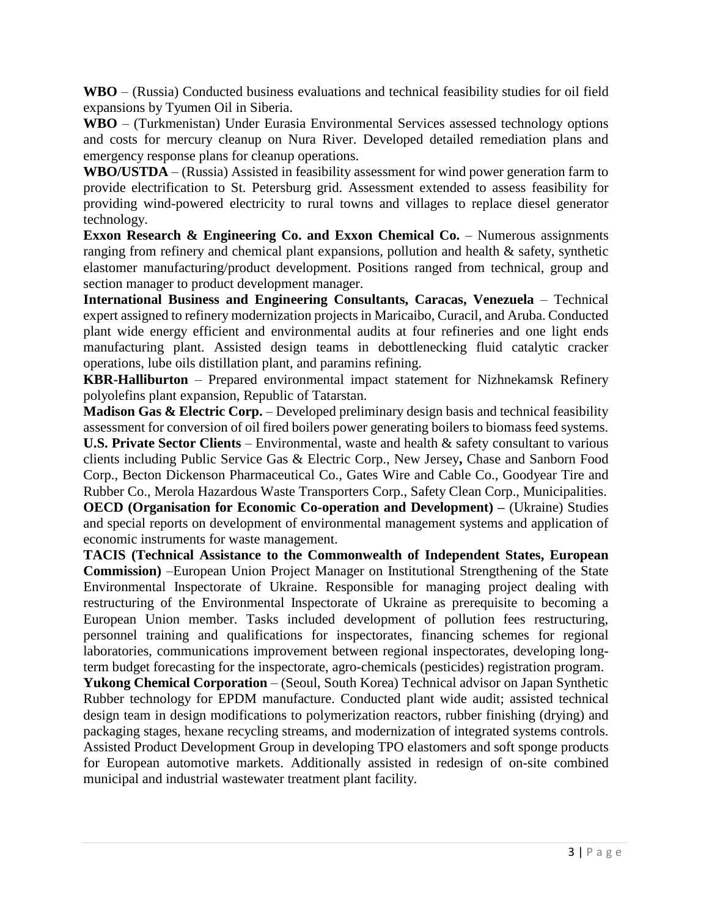**WBO** – (Russia) Conducted business evaluations and technical feasibility studies for oil field expansions by Tyumen Oil in Siberia.

**WBO** – (Turkmenistan) Under Eurasia Environmental Services assessed technology options and costs for mercury cleanup on Nura River. Developed detailed remediation plans and emergency response plans for cleanup operations.

**WBO/USTDA** – (Russia) Assisted in feasibility assessment for wind power generation farm to provide electrification to St. Petersburg grid. Assessment extended to assess feasibility for providing wind-powered electricity to rural towns and villages to replace diesel generator technology.

**Exxon Research & Engineering Co. and Exxon Chemical Co.** – Numerous assignments ranging from refinery and chemical plant expansions, pollution and health & safety, synthetic elastomer manufacturing/product development. Positions ranged from technical, group and section manager to product development manager.

**International Business and Engineering Consultants, Caracas, Venezuela** – Technical expert assigned to refinery modernization projects in Maricaibo, Curacil, and Aruba. Conducted plant wide energy efficient and environmental audits at four refineries and one light ends manufacturing plant. Assisted design teams in debottlenecking fluid catalytic cracker operations, lube oils distillation plant, and paramins refining.

**KBR-Halliburton** – Prepared environmental impact statement for Nizhnekamsk Refinery polyolefins plant expansion, Republic of Tatarstan.

**Madison Gas & Electric Corp.** – Developed preliminary design basis and technical feasibility assessment for conversion of oil fired boilers power generating boilers to biomass feed systems.

**U.S. Private Sector Clients** – Environmental, waste and health & safety consultant to various clients including Public Service Gas & Electric Corp., New Jersey**,** Chase and Sanborn Food Corp., Becton Dickenson Pharmaceutical Co., Gates Wire and Cable Co., Goodyear Tire and Rubber Co., Merola Hazardous Waste Transporters Corp., Safety Clean Corp., Municipalities.

**OECD (Organisation for Economic Co-operation and Development) –** (Ukraine) Studies and special reports on development of environmental management systems and application of economic instruments for waste management.

**TACIS (Technical Assistance to the Commonwealth of Independent States, European Commission)** –European Union Project Manager on Institutional Strengthening of the State Environmental Inspectorate of Ukraine. Responsible for managing project dealing with restructuring of the Environmental Inspectorate of Ukraine as prerequisite to becoming a European Union member. Tasks included development of pollution fees restructuring, personnel training and qualifications for inspectorates, financing schemes for regional laboratories, communications improvement between regional inspectorates, developing long-term budget forecasting for the inspectorate, agro-chemicals (pesticides) registration program.

**Yukong Chemical Corporation** – (Seoul, South Korea) Technical advisor on Japan Synthetic Rubber technology for EPDM manufacture. Conducted plant wide audit; assisted technical design team in design modifications to polymerization reactors, rubber finishing (drying) and packaging stages, hexane recycling streams, and modernization of integrated systems controls. Assisted Product Development Group in developing TPO elastomers and soft sponge products for European automotive markets. Additionally assisted in redesign of on-site combined municipal and industrial wastewater treatment plant facility.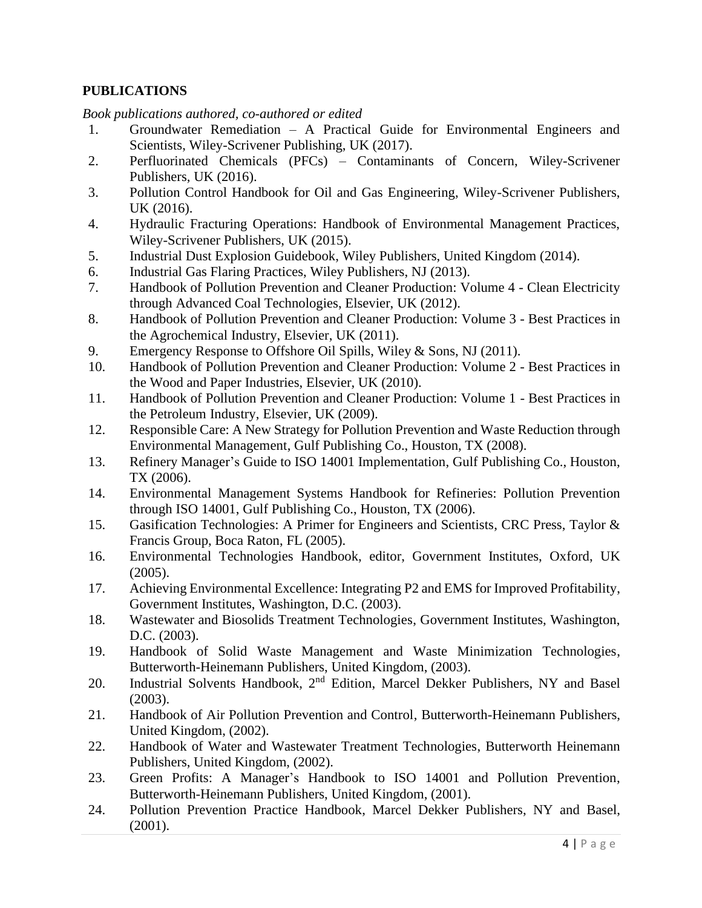## PUBLICATIONS

*Book publications authored, co-authored or edited*

1. Groundwater Remediation – A Practical Guide for Environmental Engineers and Scientists, Wiley-Scrivener Publishing, UK (2017).
2. Perfluorinated Chemicals (PFCs) – Contaminants of Concern, Wiley-Scrivener Publishers, UK (2016).
3. Pollution Control Handbook for Oil and Gas Engineering, Wiley-Scrivener Publishers, UK (2016).
4. Hydraulic Fracturing Operations: Handbook of Environmental Management Practices, Wiley-Scrivener Publishers, UK (2015).
5. Industrial Dust Explosion Guidebook, Wiley Publishers, United Kingdom (2014).
6. Industrial Gas Flaring Practices, Wiley Publishers, NJ (2013).
7. Handbook of Pollution Prevention and Cleaner Production: Volume 4 - Clean Electricity through Advanced Coal Technologies, Elsevier, UK (2012).
8. Handbook of Pollution Prevention and Cleaner Production: Volume 3 - Best Practices in the Agrochemical Industry, Elsevier, UK (2011).
9. Emergency Response to Offshore Oil Spills, Wiley & Sons, NJ (2011).
10. Handbook of Pollution Prevention and Cleaner Production: Volume 2 - Best Practices in the Wood and Paper Industries, Elsevier, UK (2010).
11. Handbook of Pollution Prevention and Cleaner Production: Volume 1 - Best Practices in the Petroleum Industry, Elsevier, UK (2009).
12. Responsible Care: A New Strategy for Pollution Prevention and Waste Reduction through Environmental Management, Gulf Publishing Co., Houston, TX (2008).
13. Refinery Manager's Guide to ISO 14001 Implementation, Gulf Publishing Co., Houston, TX (2006).
14. Environmental Management Systems Handbook for Refineries: Pollution Prevention through ISO 14001, Gulf Publishing Co., Houston, TX (2006).
15. Gasification Technologies: A Primer for Engineers and Scientists, CRC Press, Taylor & Francis Group, Boca Raton, FL (2005).
16. Environmental Technologies Handbook, editor, Government Institutes, Oxford, UK (2005).
17. Achieving Environmental Excellence: Integrating P2 and EMS for Improved Profitability, Government Institutes, Washington, D.C. (2003).
18. Wastewater and Biosolids Treatment Technologies, Government Institutes, Washington, D.C. (2003).
19. Handbook of Solid Waste Management and Waste Minimization Technologies, Butterworth-Heinemann Publishers, United Kingdom, (2003).
20. Industrial Solvents Handbook, 2nd Edition, Marcel Dekker Publishers, NY and Basel (2003).
21. Handbook of Air Pollution Prevention and Control, Butterworth-Heinemann Publishers, United Kingdom, (2002).
22. Handbook of Water and Wastewater Treatment Technologies, Butterworth Heinemann Publishers, United Kingdom, (2002).
23. Green Profits: A Manager's Handbook to ISO 14001 and Pollution Prevention, Butterworth-Heinemann Publishers, United Kingdom, (2001).
24. Pollution Prevention Practice Handbook, Marcel Dekker Publishers, NY and Basel, (2001).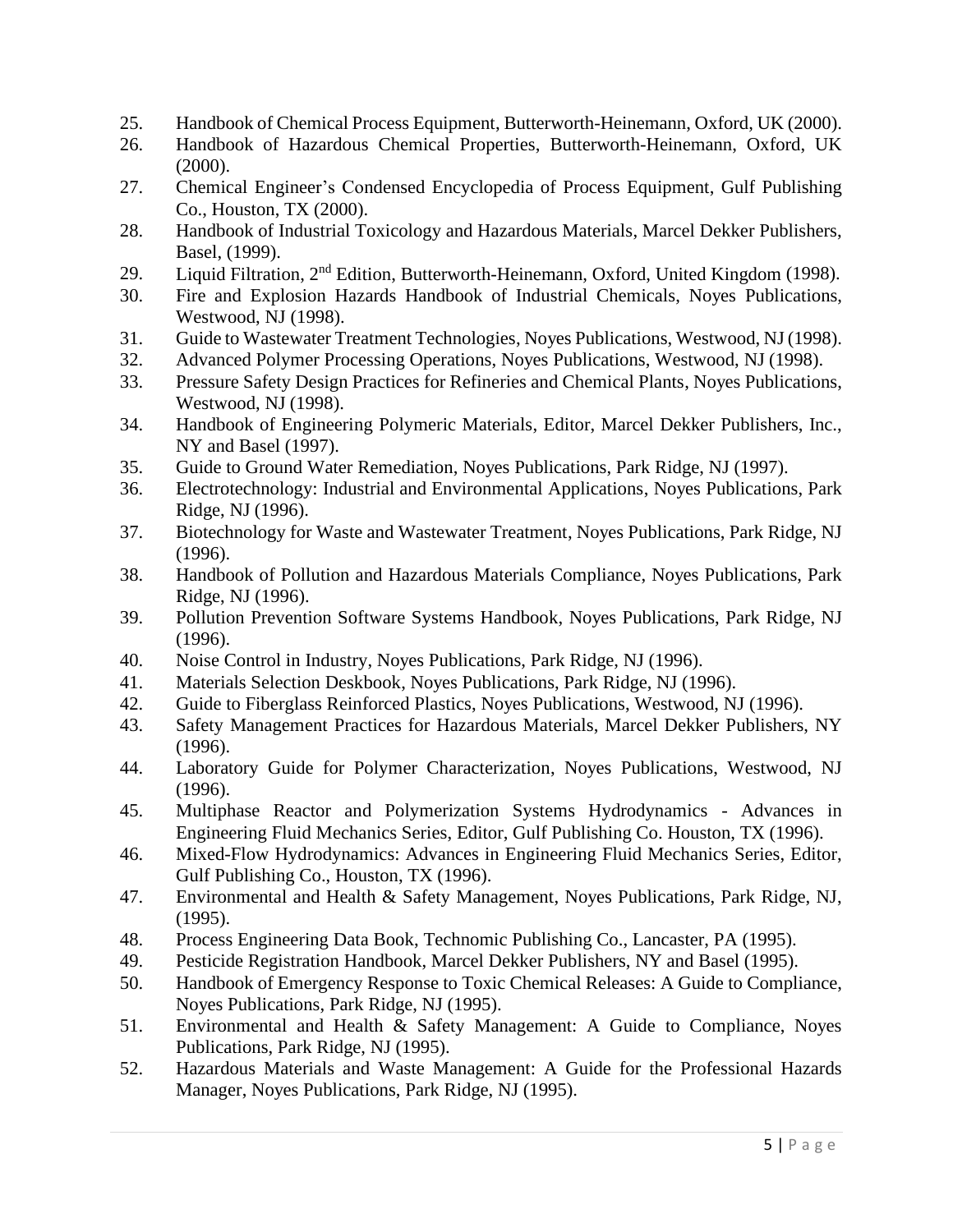25. Handbook of Chemical Process Equipment, Butterworth-Heinemann, Oxford, UK (2000).
26. Handbook of Hazardous Chemical Properties, Butterworth-Heinemann, Oxford, UK (2000).
27. Chemical Engineer's Condensed Encyclopedia of Process Equipment, Gulf Publishing Co., Houston, TX (2000).
28. Handbook of Industrial Toxicology and Hazardous Materials, Marcel Dekker Publishers, Basel, (1999).
29. Liquid Filtration, 2nd Edition, Butterworth-Heinemann, Oxford, United Kingdom (1998).
30. Fire and Explosion Hazards Handbook of Industrial Chemicals, Noyes Publications, Westwood, NJ (1998).
31. Guide to Wastewater Treatment Technologies, Noyes Publications, Westwood, NJ (1998).
32. Advanced Polymer Processing Operations, Noyes Publications, Westwood, NJ (1998).
33. Pressure Safety Design Practices for Refineries and Chemical Plants, Noyes Publications, Westwood, NJ (1998).
34. Handbook of Engineering Polymeric Materials, Editor, Marcel Dekker Publishers, Inc., NY and Basel (1997).
35. Guide to Ground Water Remediation, Noyes Publications, Park Ridge, NJ (1997).
36. Electrotechnology: Industrial and Environmental Applications, Noyes Publications, Park Ridge, NJ (1996).
37. Biotechnology for Waste and Wastewater Treatment, Noyes Publications, Park Ridge, NJ (1996).
38. Handbook of Pollution and Hazardous Materials Compliance, Noyes Publications, Park Ridge, NJ (1996).
39. Pollution Prevention Software Systems Handbook, Noyes Publications, Park Ridge, NJ (1996).
40. Noise Control in Industry, Noyes Publications, Park Ridge, NJ (1996).
41. Materials Selection Deskbook, Noyes Publications, Park Ridge, NJ (1996).
42. Guide to Fiberglass Reinforced Plastics, Noyes Publications, Westwood, NJ (1996).
43. Safety Management Practices for Hazardous Materials, Marcel Dekker Publishers, NY (1996).
44. Laboratory Guide for Polymer Characterization, Noyes Publications, Westwood, NJ (1996).
45. Multiphase Reactor and Polymerization Systems Hydrodynamics - Advances in Engineering Fluid Mechanics Series, Editor, Gulf Publishing Co. Houston, TX (1996).
46. Mixed-Flow Hydrodynamics: Advances in Engineering Fluid Mechanics Series, Editor, Gulf Publishing Co., Houston, TX (1996).
47. Environmental and Health & Safety Management, Noyes Publications, Park Ridge, NJ, (1995).
48. Process Engineering Data Book, Technomic Publishing Co., Lancaster, PA (1995).
49. Pesticide Registration Handbook, Marcel Dekker Publishers, NY and Basel (1995).
50. Handbook of Emergency Response to Toxic Chemical Releases: A Guide to Compliance, Noyes Publications, Park Ridge, NJ (1995).
51. Environmental and Health & Safety Management: A Guide to Compliance, Noyes Publications, Park Ridge, NJ (1995).
52. Hazardous Materials and Waste Management: A Guide for the Professional Hazards Manager, Noyes Publications, Park Ridge, NJ (1995).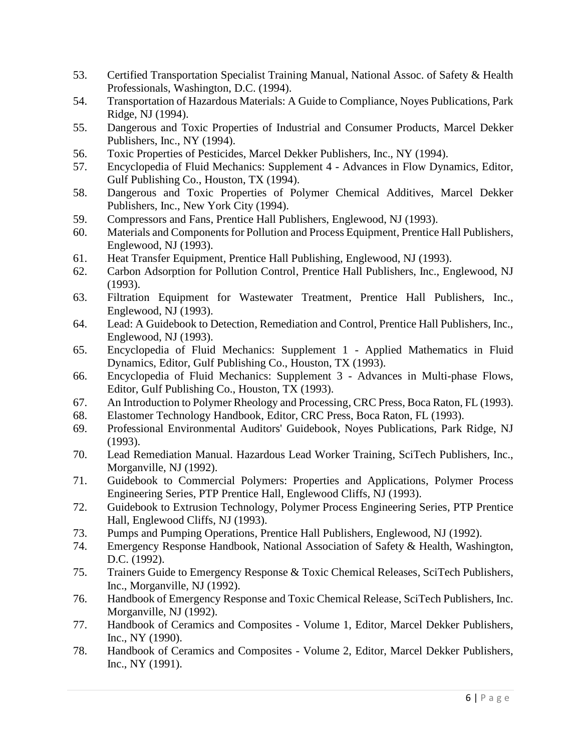53. Certified Transportation Specialist Training Manual, National Assoc. of Safety & Health Professionals, Washington, D.C. (1994).
54. Transportation of Hazardous Materials: A Guide to Compliance, Noyes Publications, Park Ridge, NJ (1994).
55. Dangerous and Toxic Properties of Industrial and Consumer Products, Marcel Dekker Publishers, Inc., NY (1994).
56. Toxic Properties of Pesticides, Marcel Dekker Publishers, Inc., NY (1994).
57. Encyclopedia of Fluid Mechanics: Supplement 4 - Advances in Flow Dynamics, Editor, Gulf Publishing Co., Houston, TX (1994).
58. Dangerous and Toxic Properties of Polymer Chemical Additives, Marcel Dekker Publishers, Inc., New York City (1994).
59. Compressors and Fans, Prentice Hall Publishers, Englewood, NJ (1993).
60. Materials and Components for Pollution and Process Equipment, Prentice Hall Publishers, Englewood, NJ (1993).
61. Heat Transfer Equipment, Prentice Hall Publishing, Englewood, NJ (1993).
62. Carbon Adsorption for Pollution Control, Prentice Hall Publishers, Inc., Englewood, NJ (1993).
63. Filtration Equipment for Wastewater Treatment, Prentice Hall Publishers, Inc., Englewood, NJ (1993).
64. Lead: A Guidebook to Detection, Remediation and Control, Prentice Hall Publishers, Inc., Englewood, NJ (1993).
65. Encyclopedia of Fluid Mechanics: Supplement 1 - Applied Mathematics in Fluid Dynamics, Editor, Gulf Publishing Co., Houston, TX (1993).
66. Encyclopedia of Fluid Mechanics: Supplement 3 - Advances in Multi-phase Flows, Editor, Gulf Publishing Co., Houston, TX (1993).
67. An Introduction to Polymer Rheology and Processing, CRC Press, Boca Raton, FL (1993).
68. Elastomer Technology Handbook, Editor, CRC Press, Boca Raton, FL (1993).
69. Professional Environmental Auditors' Guidebook, Noyes Publications, Park Ridge, NJ (1993).
70. Lead Remediation Manual. Hazardous Lead Worker Training, SciTech Publishers, Inc., Morganville, NJ (1992).
71. Guidebook to Commercial Polymers: Properties and Applications, Polymer Process Engineering Series, PTP Prentice Hall, Englewood Cliffs, NJ (1993).
72. Guidebook to Extrusion Technology, Polymer Process Engineering Series, PTP Prentice Hall, Englewood Cliffs, NJ (1993).
73. Pumps and Pumping Operations, Prentice Hall Publishers, Englewood, NJ (1992).
74. Emergency Response Handbook, National Association of Safety & Health, Washington, D.C. (1992).
75. Trainers Guide to Emergency Response & Toxic Chemical Releases, SciTech Publishers, Inc., Morganville, NJ (1992).
76. Handbook of Emergency Response and Toxic Chemical Release, SciTech Publishers, Inc. Morganville, NJ (1992).
77. Handbook of Ceramics and Composites - Volume 1, Editor, Marcel Dekker Publishers, Inc., NY (1990).
78. Handbook of Ceramics and Composites - Volume 2, Editor, Marcel Dekker Publishers, Inc., NY (1991).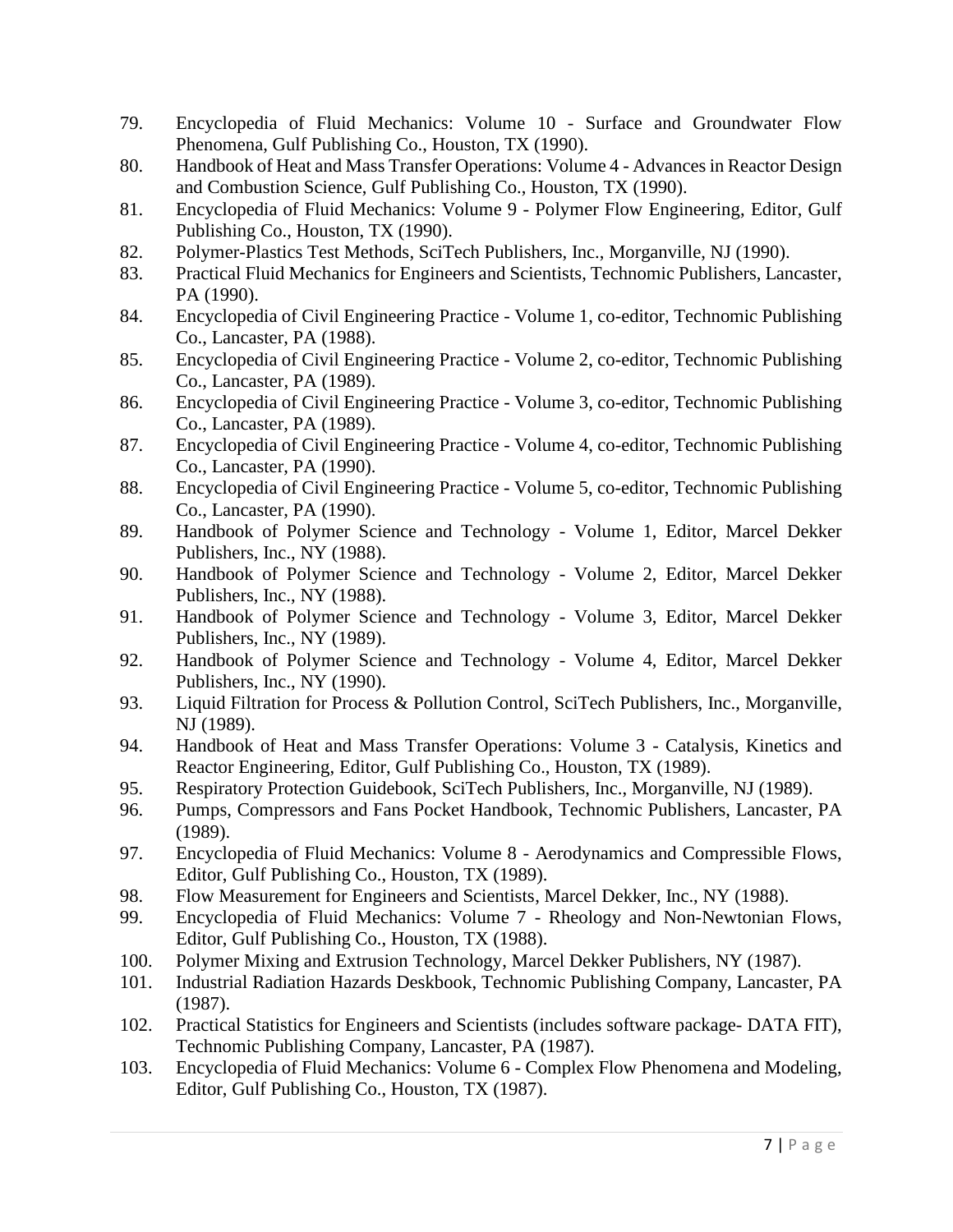79. Encyclopedia of Fluid Mechanics: Volume 10 - Surface and Groundwater Flow Phenomena, Gulf Publishing Co., Houston, TX (1990).
80. Handbook of Heat and Mass Transfer Operations: Volume 4 - Advances in Reactor Design and Combustion Science, Gulf Publishing Co., Houston, TX (1990).
81. Encyclopedia of Fluid Mechanics: Volume 9 - Polymer Flow Engineering, Editor, Gulf Publishing Co., Houston, TX (1990).
82. Polymer-Plastics Test Methods, SciTech Publishers, Inc., Morganville, NJ (1990).
83. Practical Fluid Mechanics for Engineers and Scientists, Technomic Publishers, Lancaster, PA (1990).
84. Encyclopedia of Civil Engineering Practice - Volume 1, co-editor, Technomic Publishing Co., Lancaster, PA (1988).
85. Encyclopedia of Civil Engineering Practice - Volume 2, co-editor, Technomic Publishing Co., Lancaster, PA (1989).
86. Encyclopedia of Civil Engineering Practice - Volume 3, co-editor, Technomic Publishing Co., Lancaster, PA (1989).
87. Encyclopedia of Civil Engineering Practice - Volume 4, co-editor, Technomic Publishing Co., Lancaster, PA (1990).
88. Encyclopedia of Civil Engineering Practice - Volume 5, co-editor, Technomic Publishing Co., Lancaster, PA (1990).
89. Handbook of Polymer Science and Technology - Volume 1, Editor, Marcel Dekker Publishers, Inc., NY (1988).
90. Handbook of Polymer Science and Technology - Volume 2, Editor, Marcel Dekker Publishers, Inc., NY (1988).
91. Handbook of Polymer Science and Technology - Volume 3, Editor, Marcel Dekker Publishers, Inc., NY (1989).
92. Handbook of Polymer Science and Technology - Volume 4, Editor, Marcel Dekker Publishers, Inc., NY (1990).
93. Liquid Filtration for Process & Pollution Control, SciTech Publishers, Inc., Morganville, NJ (1989).
94. Handbook of Heat and Mass Transfer Operations: Volume 3 - Catalysis, Kinetics and Reactor Engineering, Editor, Gulf Publishing Co., Houston, TX (1989).
95. Respiratory Protection Guidebook, SciTech Publishers, Inc., Morganville, NJ (1989).
96. Pumps, Compressors and Fans Pocket Handbook, Technomic Publishers, Lancaster, PA (1989).
97. Encyclopedia of Fluid Mechanics: Volume 8 - Aerodynamics and Compressible Flows, Editor, Gulf Publishing Co., Houston, TX (1989).
98. Flow Measurement for Engineers and Scientists, Marcel Dekker, Inc., NY (1988).
99. Encyclopedia of Fluid Mechanics: Volume 7 - Rheology and Non-Newtonian Flows, Editor, Gulf Publishing Co., Houston, TX (1988).
100. Polymer Mixing and Extrusion Technology, Marcel Dekker Publishers, NY (1987).
101. Industrial Radiation Hazards Deskbook, Technomic Publishing Company, Lancaster, PA (1987).
102. Practical Statistics for Engineers and Scientists (includes software package- DATA FIT), Technomic Publishing Company, Lancaster, PA (1987).
103. Encyclopedia of Fluid Mechanics: Volume 6 - Complex Flow Phenomena and Modeling, Editor, Gulf Publishing Co., Houston, TX (1987).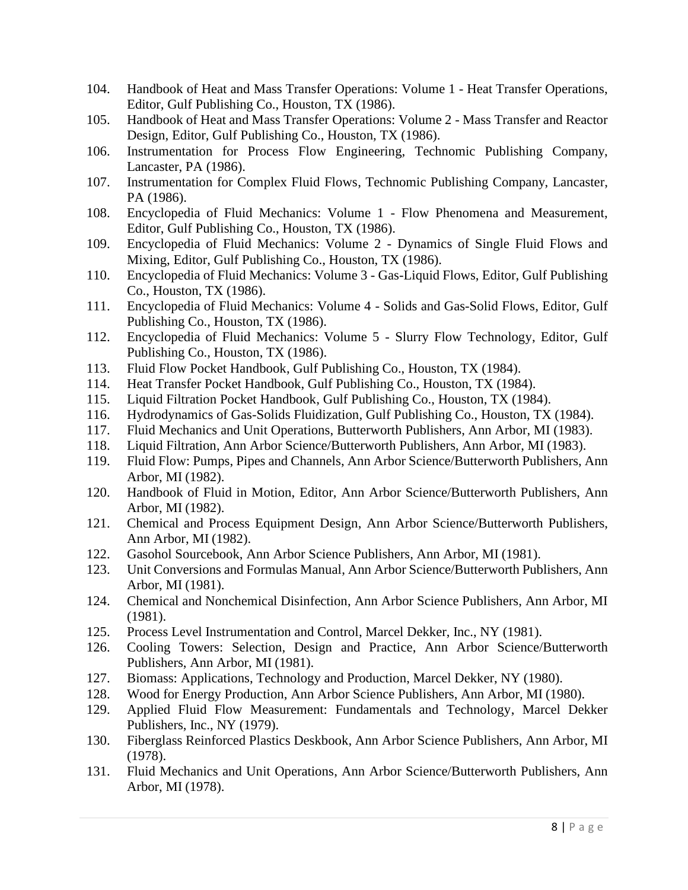104. Handbook of Heat and Mass Transfer Operations: Volume 1 - Heat Transfer Operations, Editor, Gulf Publishing Co., Houston, TX (1986).
105. Handbook of Heat and Mass Transfer Operations: Volume 2 - Mass Transfer and Reactor Design, Editor, Gulf Publishing Co., Houston, TX (1986).
106. Instrumentation for Process Flow Engineering, Technomic Publishing Company, Lancaster, PA (1986).
107. Instrumentation for Complex Fluid Flows, Technomic Publishing Company, Lancaster, PA (1986).
108. Encyclopedia of Fluid Mechanics: Volume 1 - Flow Phenomena and Measurement, Editor, Gulf Publishing Co., Houston, TX (1986).
109. Encyclopedia of Fluid Mechanics: Volume 2 - Dynamics of Single Fluid Flows and Mixing, Editor, Gulf Publishing Co., Houston, TX (1986).
110. Encyclopedia of Fluid Mechanics: Volume 3 - Gas-Liquid Flows, Editor, Gulf Publishing Co., Houston, TX (1986).
111. Encyclopedia of Fluid Mechanics: Volume 4 - Solids and Gas-Solid Flows, Editor, Gulf Publishing Co., Houston, TX (1986).
112. Encyclopedia of Fluid Mechanics: Volume 5 - Slurry Flow Technology, Editor, Gulf Publishing Co., Houston, TX (1986).
113. Fluid Flow Pocket Handbook, Gulf Publishing Co., Houston, TX (1984).
114. Heat Transfer Pocket Handbook, Gulf Publishing Co., Houston, TX (1984).
115. Liquid Filtration Pocket Handbook, Gulf Publishing Co., Houston, TX (1984).
116. Hydrodynamics of Gas-Solids Fluidization, Gulf Publishing Co., Houston, TX (1984).
117. Fluid Mechanics and Unit Operations, Butterworth Publishers, Ann Arbor, MI (1983).
118. Liquid Filtration, Ann Arbor Science/Butterworth Publishers, Ann Arbor, MI (1983).
119. Fluid Flow: Pumps, Pipes and Channels, Ann Arbor Science/Butterworth Publishers, Ann Arbor, MI (1982).
120. Handbook of Fluid in Motion, Editor, Ann Arbor Science/Butterworth Publishers, Ann Arbor, MI (1982).
121. Chemical and Process Equipment Design, Ann Arbor Science/Butterworth Publishers, Ann Arbor, MI (1982).
122. Gasohol Sourcebook, Ann Arbor Science Publishers, Ann Arbor, MI (1981).
123. Unit Conversions and Formulas Manual, Ann Arbor Science/Butterworth Publishers, Ann Arbor, MI (1981).
124. Chemical and Nonchemical Disinfection, Ann Arbor Science Publishers, Ann Arbor, MI (1981).
125. Process Level Instrumentation and Control, Marcel Dekker, Inc., NY (1981).
126. Cooling Towers: Selection, Design and Practice, Ann Arbor Science/Butterworth Publishers, Ann Arbor, MI (1981).
127. Biomass: Applications, Technology and Production, Marcel Dekker, NY (1980).
128. Wood for Energy Production, Ann Arbor Science Publishers, Ann Arbor, MI (1980).
129. Applied Fluid Flow Measurement: Fundamentals and Technology, Marcel Dekker Publishers, Inc., NY (1979).
130. Fiberglass Reinforced Plastics Deskbook, Ann Arbor Science Publishers, Ann Arbor, MI (1978).
131. Fluid Mechanics and Unit Operations, Ann Arbor Science/Butterworth Publishers, Ann Arbor, MI (1978).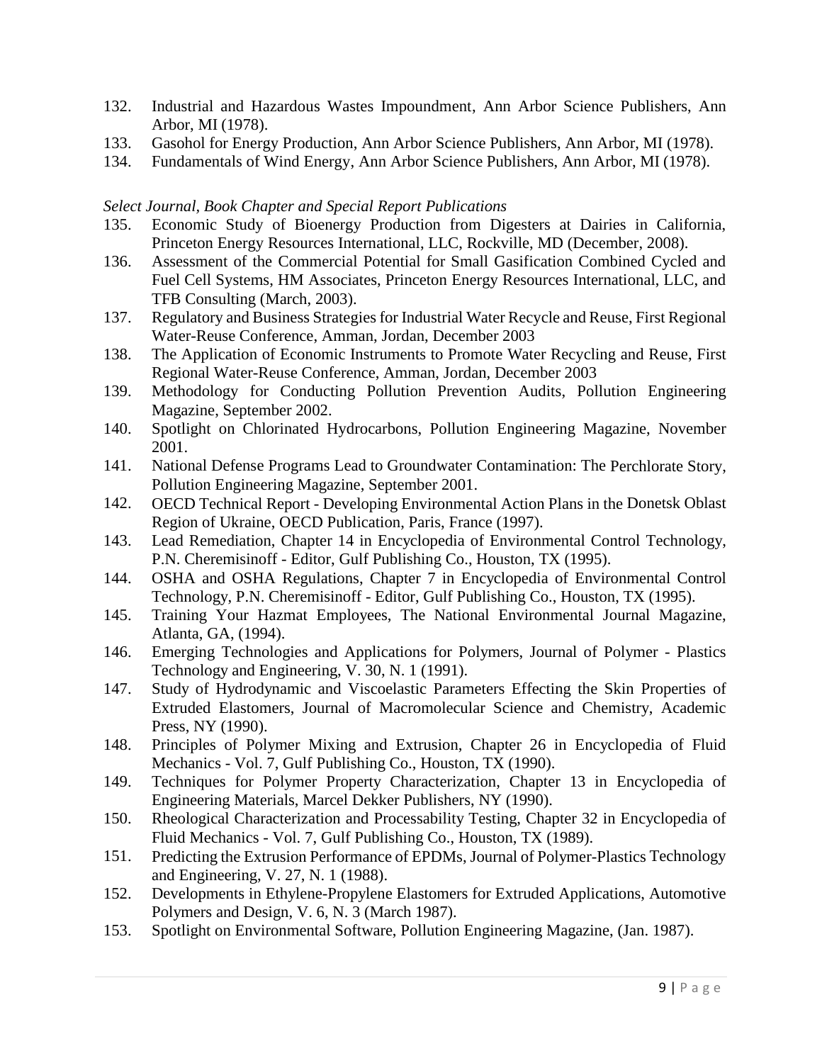132. Industrial and Hazardous Wastes Impoundment, Ann Arbor Science Publishers, Ann Arbor, MI (1978).
133. Gasohol for Energy Production, Ann Arbor Science Publishers, Ann Arbor, MI (1978).
134. Fundamentals of Wind Energy, Ann Arbor Science Publishers, Ann Arbor, MI (1978).

*Select Journal, Book Chapter and Special Report Publications*

135. Economic Study of Bioenergy Production from Digesters at Dairies in California, Princeton Energy Resources International, LLC, Rockville, MD (December, 2008).
136. Assessment of the Commercial Potential for Small Gasification Combined Cycled and Fuel Cell Systems, HM Associates, Princeton Energy Resources International, LLC, and TFB Consulting (March, 2003).
137. Regulatory and Business Strategies for Industrial Water Recycle and Reuse, First Regional Water-Reuse Conference, Amman, Jordan, December 2003
138. The Application of Economic Instruments to Promote Water Recycling and Reuse, First Regional Water-Reuse Conference, Amman, Jordan, December 2003
139. Methodology for Conducting Pollution Prevention Audits, Pollution Engineering Magazine, September 2002.
140. Spotlight on Chlorinated Hydrocarbons, Pollution Engineering Magazine, November 2001.
141. National Defense Programs Lead to Groundwater Contamination: The Perchlorate Story, Pollution Engineering Magazine, September 2001.
142. OECD Technical Report - Developing Environmental Action Plans in the Donetsk Oblast Region of Ukraine, OECD Publication, Paris, France (1997).
143. Lead Remediation, Chapter 14 in Encyclopedia of Environmental Control Technology, P.N. Cheremisinoff - Editor, Gulf Publishing Co., Houston, TX (1995).
144. OSHA and OSHA Regulations, Chapter 7 in Encyclopedia of Environmental Control Technology, P.N. Cheremisinoff - Editor, Gulf Publishing Co., Houston, TX (1995).
145. Training Your Hazmat Employees, The National Environmental Journal Magazine, Atlanta, GA, (1994).
146. Emerging Technologies and Applications for Polymers, Journal of Polymer - Plastics Technology and Engineering, V. 30, N. 1 (1991).
147. Study of Hydrodynamic and Viscoelastic Parameters Effecting the Skin Properties of Extruded Elastomers, Journal of Macromolecular Science and Chemistry, Academic Press, NY (1990).
148. Principles of Polymer Mixing and Extrusion, Chapter 26 in Encyclopedia of Fluid Mechanics - Vol. 7, Gulf Publishing Co., Houston, TX (1990).
149. Techniques for Polymer Property Characterization, Chapter 13 in Encyclopedia of Engineering Materials, Marcel Dekker Publishers, NY (1990).
150. Rheological Characterization and Processability Testing, Chapter 32 in Encyclopedia of Fluid Mechanics - Vol. 7, Gulf Publishing Co., Houston, TX (1989).
151. Predicting the Extrusion Performance of EPDMs, Journal of Polymer-Plastics Technology and Engineering, V. 27, N. 1 (1988).
152. Developments in Ethylene-Propylene Elastomers for Extruded Applications, Automotive Polymers and Design, V. 6, N. 3 (March 1987).
153. Spotlight on Environmental Software, Pollution Engineering Magazine, (Jan. 1987).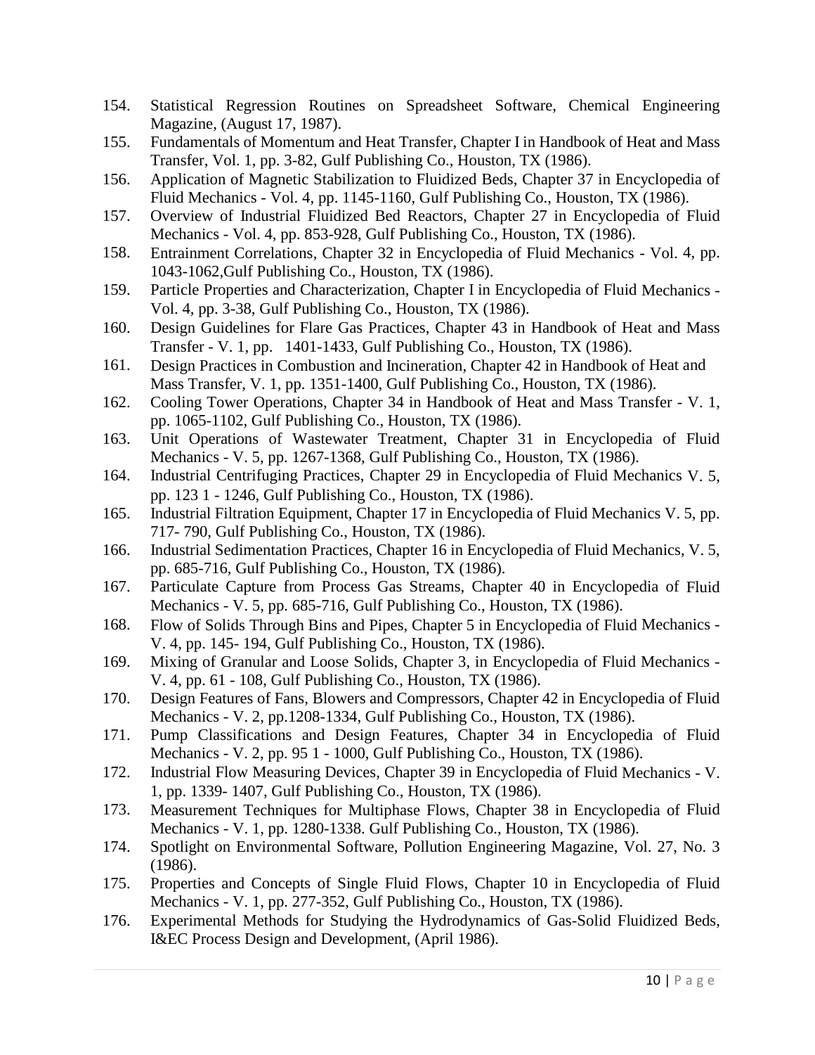154. Statistical Regression Routines on Spreadsheet Software, Chemical Engineering Magazine, (August 17, 1987).
155. Fundamentals of Momentum and Heat Transfer, Chapter I in Handbook of Heat and Mass Transfer, Vol. 1, pp. 3-82, Gulf Publishing Co., Houston, TX (1986).
156. Application of Magnetic Stabilization to Fluidized Beds, Chapter 37 in Encyclopedia of Fluid Mechanics - Vol. 4, pp. 1145-1160, Gulf Publishing Co., Houston, TX (1986).
157. Overview of Industrial Fluidized Bed Reactors, Chapter 27 in Encyclopedia of Fluid Mechanics - Vol. 4, pp. 853-928, Gulf Publishing Co., Houston, TX (1986).
158. Entrainment Correlations, Chapter 32 in Encyclopedia of Fluid Mechanics - Vol. 4, pp. 1043-1062,Gulf Publishing Co., Houston, TX (1986).
159. Particle Properties and Characterization, Chapter I in Encyclopedia of Fluid Mechanics - Vol. 4, pp. 3-38, Gulf Publishing Co., Houston, TX (1986).
160. Design Guidelines for Flare Gas Practices, Chapter 43 in Handbook of Heat and Mass Transfer - V. 1, pp. 1401-1433, Gulf Publishing Co., Houston, TX (1986).
161. Design Practices in Combustion and Incineration, Chapter 42 in Handbook of Heat and Mass Transfer, V. 1, pp. 1351-1400, Gulf Publishing Co., Houston, TX (1986).
162. Cooling Tower Operations, Chapter 34 in Handbook of Heat and Mass Transfer - V. 1, pp. 1065-1102, Gulf Publishing Co., Houston, TX (1986).
163. Unit Operations of Wastewater Treatment, Chapter 31 in Encyclopedia of Fluid Mechanics - V. 5, pp. 1267-1368, Gulf Publishing Co., Houston, TX (1986).
164. Industrial Centrifuging Practices, Chapter 29 in Encyclopedia of Fluid Mechanics V. 5, pp. 123 1 - 1246, Gulf Publishing Co., Houston, TX (1986).
165. Industrial Filtration Equipment, Chapter 17 in Encyclopedia of Fluid Mechanics V. 5, pp. 717- 790, Gulf Publishing Co., Houston, TX (1986).
166. Industrial Sedimentation Practices, Chapter 16 in Encyclopedia of Fluid Mechanics, V. 5, pp. 685-716, Gulf Publishing Co., Houston, TX (1986).
167. Particulate Capture from Process Gas Streams, Chapter 40 in Encyclopedia of Fluid Mechanics - V. 5, pp. 685-716, Gulf Publishing Co., Houston, TX (1986).
168. Flow of Solids Through Bins and Pipes, Chapter 5 in Encyclopedia of Fluid Mechanics - V. 4, pp. 145- 194, Gulf Publishing Co., Houston, TX (1986).
169. Mixing of Granular and Loose Solids, Chapter 3, in Encyclopedia of Fluid Mechanics - V. 4, pp. 61 - 108, Gulf Publishing Co., Houston, TX (1986).
170. Design Features of Fans, Blowers and Compressors, Chapter 42 in Encyclopedia of Fluid Mechanics - V. 2, pp.1208-1334, Gulf Publishing Co., Houston, TX (1986).
171. Pump Classifications and Design Features, Chapter 34 in Encyclopedia of Fluid Mechanics - V. 2, pp. 95 1 - 1000, Gulf Publishing Co., Houston, TX (1986).
172. Industrial Flow Measuring Devices, Chapter 39 in Encyclopedia of Fluid Mechanics - V. 1, pp. 1339- 1407, Gulf Publishing Co., Houston, TX (1986).
173. Measurement Techniques for Multiphase Flows, Chapter 38 in Encyclopedia of Fluid Mechanics - V. 1, pp. 1280-1338. Gulf Publishing Co., Houston, TX (1986).
174. Spotlight on Environmental Software, Pollution Engineering Magazine, Vol. 27, No. 3 (1986).
175. Properties and Concepts of Single Fluid Flows, Chapter 10 in Encyclopedia of Fluid Mechanics - V. 1, pp. 277-352, Gulf Publishing Co., Houston, TX (1986).
176. Experimental Methods for Studying the Hydrodynamics of Gas-Solid Fluidized Beds, I&EC Process Design and Development, (April 1986).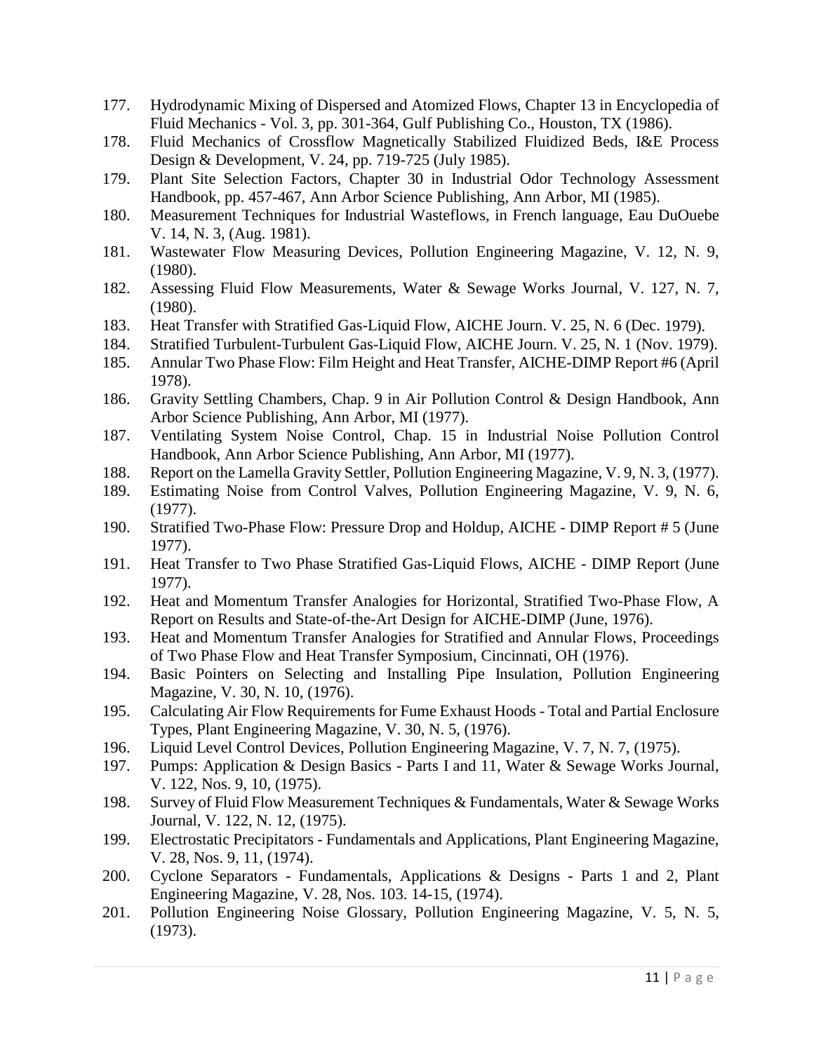177. Hydrodynamic Mixing of Dispersed and Atomized Flows, Chapter 13 in Encyclopedia of Fluid Mechanics - Vol. 3, pp. 301-364, Gulf Publishing Co., Houston, TX (1986).
178. Fluid Mechanics of Crossflow Magnetically Stabilized Fluidized Beds, I&E Process Design & Development, V. 24, pp. 719-725 (July 1985).
179. Plant Site Selection Factors, Chapter 30 in Industrial Odor Technology Assessment Handbook, pp. 457-467, Ann Arbor Science Publishing, Ann Arbor, MI (1985).
180. Measurement Techniques for Industrial Wasteflows, in French language, Eau DuOuebe V. 14, N. 3, (Aug. 1981).
181. Wastewater Flow Measuring Devices, Pollution Engineering Magazine, V. 12, N. 9, (1980).
182. Assessing Fluid Flow Measurements, Water & Sewage Works Journal, V. 127, N. 7, (1980).
183. Heat Transfer with Stratified Gas-Liquid Flow, AICHE Journ. V. 25, N. 6 (Dec. 1979).
184. Stratified Turbulent-Turbulent Gas-Liquid Flow, AICHE Journ. V. 25, N. 1 (Nov. 1979).
185. Annular Two Phase Flow: Film Height and Heat Transfer, AICHE-DIMP Report #6 (April 1978).
186. Gravity Settling Chambers, Chap. 9 in Air Pollution Control & Design Handbook, Ann Arbor Science Publishing, Ann Arbor, MI (1977).
187. Ventilating System Noise Control, Chap. 15 in Industrial Noise Pollution Control Handbook, Ann Arbor Science Publishing, Ann Arbor, MI (1977).
188. Report on the Lamella Gravity Settler, Pollution Engineering Magazine, V. 9, N. 3, (1977).
189. Estimating Noise from Control Valves, Pollution Engineering Magazine, V. 9, N. 6, (1977).
190. Stratified Two-Phase Flow: Pressure Drop and Holdup, AICHE - DIMP Report # 5 (June 1977).
191. Heat Transfer to Two Phase Stratified Gas-Liquid Flows, AICHE - DIMP Report (June 1977).
192. Heat and Momentum Transfer Analogies for Horizontal, Stratified Two-Phase Flow, A Report on Results and State-of-the-Art Design for AICHE-DIMP (June, 1976).
193. Heat and Momentum Transfer Analogies for Stratified and Annular Flows, Proceedings of Two Phase Flow and Heat Transfer Symposium, Cincinnati, OH (1976).
194. Basic Pointers on Selecting and Installing Pipe Insulation, Pollution Engineering Magazine, V. 30, N. 10, (1976).
195. Calculating Air Flow Requirements for Fume Exhaust Hoods - Total and Partial Enclosure Types, Plant Engineering Magazine, V. 30, N. 5, (1976).
196. Liquid Level Control Devices, Pollution Engineering Magazine, V. 7, N. 7, (1975).
197. Pumps: Application & Design Basics - Parts I and 11, Water & Sewage Works Journal, V. 122, Nos. 9, 10, (1975).
198. Survey of Fluid Flow Measurement Techniques & Fundamentals, Water & Sewage Works Journal, V. 122, N. 12, (1975).
199. Electrostatic Precipitators - Fundamentals and Applications, Plant Engineering Magazine, V. 28, Nos. 9, 11, (1974).
200. Cyclone Separators - Fundamentals, Applications & Designs - Parts 1 and 2, Plant Engineering Magazine, V. 28, Nos. 103. 14-15, (1974).
201. Pollution Engineering Noise Glossary, Pollution Engineering Magazine, V. 5, N. 5, (1973).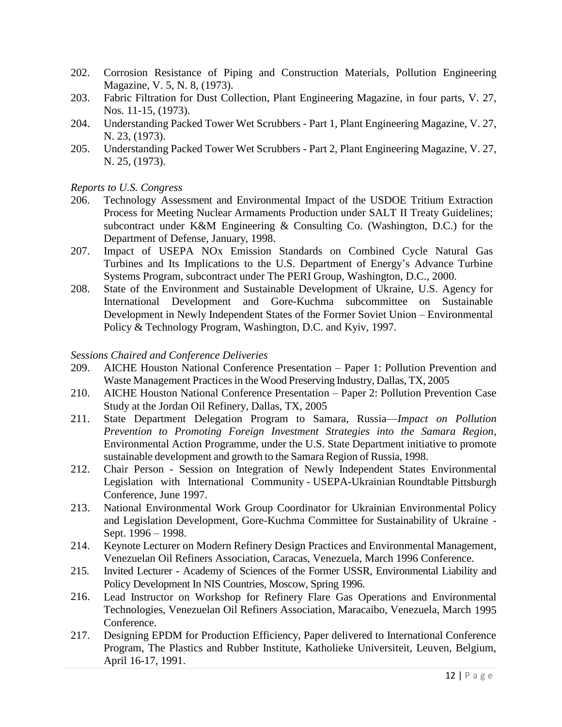202. Corrosion Resistance of Piping and Construction Materials, Pollution Engineering Magazine, V. 5, N. 8, (1973).
203. Fabric Filtration for Dust Collection, Plant Engineering Magazine, in four parts, V. 27, Nos. 11-15, (1973).
204. Understanding Packed Tower Wet Scrubbers - Part 1, Plant Engineering Magazine, V. 27, N. 23, (1973).
205. Understanding Packed Tower Wet Scrubbers - Part 2, Plant Engineering Magazine, V. 27, N. 25, (1973).

*Reports to U.S. Congress*

206. Technology Assessment and Environmental Impact of the USDOE Tritium Extraction Process for Meeting Nuclear Armaments Production under SALT II Treaty Guidelines; subcontract under K&M Engineering & Consulting Co. (Washington, D.C.) for the Department of Defense, January, 1998.
207. Impact of USEPA NOx Emission Standards on Combined Cycle Natural Gas Turbines and Its Implications to the U.S. Department of Energy's Advance Turbine Systems Program, subcontract under The PERI Group, Washington, D.C., 2000.
208. State of the Environment and Sustainable Development of Ukraine, U.S. Agency for International Development and Gore-Kuchma subcommittee on Sustainable Development in Newly Independent States of the Former Soviet Union – Environmental Policy & Technology Program, Washington, D.C. and Kyiv, 1997.

*Sessions Chaired and Conference Deliveries*

209. AICHE Houston National Conference Presentation – Paper 1: Pollution Prevention and Waste Management Practices in the Wood Preserving Industry, Dallas, TX, 2005
210. AICHE Houston National Conference Presentation – Paper 2: Pollution Prevention Case Study at the Jordan Oil Refinery, Dallas, TX, 2005
211. State Department Delegation Program to Samara, Russia—*Impact on Pollution Prevention to Promoting Foreign Investment Strategies into the Samara Region*, Environmental Action Programme, under the U.S. State Department initiative to promote sustainable development and growth to the Samara Region of Russia, 1998.
212. Chair Person - Session on Integration of Newly Independent States Environmental Legislation with International Community - USEPA-Ukrainian Roundtable Pittsburgh Conference, June 1997.
213. National Environmental Work Group Coordinator for Ukrainian Environmental Policy and Legislation Development, Gore-Kuchma Committee for Sustainability of Ukraine - Sept. 1996 – 1998.
214. Keynote Lecturer on Modern Refinery Design Practices and Environmental Management, Venezuelan Oil Refiners Association, Caracas, Venezuela, March 1996 Conference.
215. Invited Lecturer - Academy of Sciences of the Former USSR, Environmental Liability and Policy Development In NIS Countries, Moscow, Spring 1996.
216. Lead Instructor on Workshop for Refinery Flare Gas Operations and Environmental Technologies, Venezuelan Oil Refiners Association, Maracaibo, Venezuela, March 1995 Conference.
217. Designing EPDM for Production Efficiency, Paper delivered to International Conference Program, The Plastics and Rubber Institute, Katholieke Universiteit, Leuven, Belgium, April 16-17, 1991.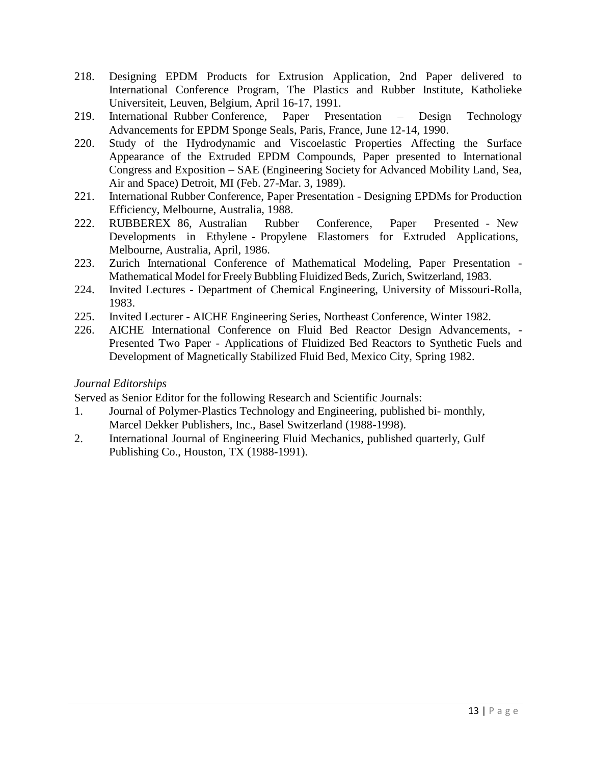218. Designing EPDM Products for Extrusion Application, 2nd Paper delivered to International Conference Program, The Plastics and Rubber Institute, Katholieke Universiteit, Leuven, Belgium, April 16-17, 1991.
219. International Rubber Conference, Paper Presentation – Design Technology Advancements for EPDM Sponge Seals, Paris, France, June 12-14, 1990.
220. Study of the Hydrodynamic and Viscoelastic Properties Affecting the Surface Appearance of the Extruded EPDM Compounds, Paper presented to International Congress and Exposition – SAE (Engineering Society for Advanced Mobility Land, Sea, Air and Space) Detroit, MI (Feb. 27-Mar. 3, 1989).
221. International Rubber Conference, Paper Presentation - Designing EPDMs for Production Efficiency, Melbourne, Australia, 1988.
222. RUBBEREX 86, Australian Rubber Conference, Paper Presented - New Developments in Ethylene - Propylene Elastomers for Extruded Applications, Melbourne, Australia, April, 1986.
223. Zurich International Conference of Mathematical Modeling, Paper Presentation - Mathematical Model for Freely Bubbling Fluidized Beds, Zurich, Switzerland, 1983.
224. Invited Lectures - Department of Chemical Engineering, University of Missouri-Rolla, 1983.
225. Invited Lecturer - AICHE Engineering Series, Northeast Conference, Winter 1982.
226. AICHE International Conference on Fluid Bed Reactor Design Advancements, - Presented Two Paper - Applications of Fluidized Bed Reactors to Synthetic Fuels and Development of Magnetically Stabilized Fluid Bed, Mexico City, Spring 1982.

*Journal Editorships*

Served as Senior Editor for the following Research and Scientific Journals:

1. Journal of Polymer-Plastics Technology and Engineering, published bi- monthly, Marcel Dekker Publishers, Inc., Basel Switzerland (1988-1998).
2. International Journal of Engineering Fluid Mechanics, published quarterly, Gulf Publishing Co., Houston, TX (1988-1991).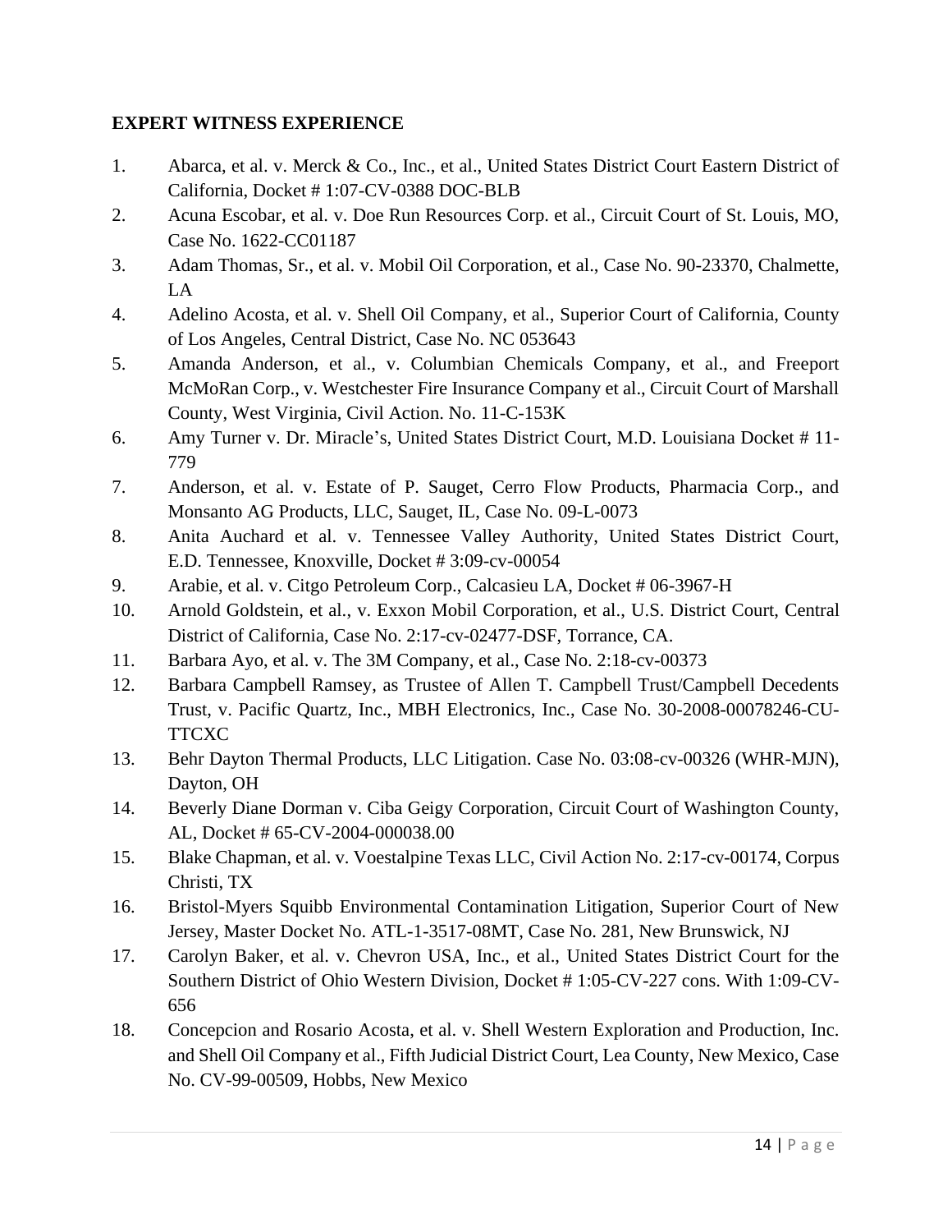**EXPERT WITNESS EXPERIENCE**

1. Abarca, et al. v. Merck & Co., Inc., et al., United States District Court Eastern District of California, Docket # 1:07-CV-0388 DOC-BLB
2. Acuna Escobar, et al. v. Doe Run Resources Corp. et al., Circuit Court of St. Louis, MO, Case No. 1622-CC01187
3. Adam Thomas, Sr., et al. v. Mobil Oil Corporation, et al., Case No. 90-23370, Chalmette, LA
4. Adelino Acosta, et al. v. Shell Oil Company, et al., Superior Court of California, County of Los Angeles, Central District, Case No. NC 053643
5. Amanda Anderson, et al., v. Columbian Chemicals Company, et al., and Freeport McMoRan Corp., v. Westchester Fire Insurance Company et al., Circuit Court of Marshall County, West Virginia, Civil Action. No. 11-C-153K
6. Amy Turner v. Dr. Miracle's, United States District Court, M.D. Louisiana Docket # 11-779
7. Anderson, et al. v. Estate of P. Sauget, Cerro Flow Products, Pharmacia Corp., and Monsanto AG Products, LLC, Sauget, IL, Case No. 09-L-0073
8. Anita Auchard et al. v. Tennessee Valley Authority, United States District Court, E.D. Tennessee, Knoxville, Docket # 3:09-cv-00054
9. Arabie, et al. v. Citgo Petroleum Corp., Calcasieu LA, Docket # 06-3967-H
10. Arnold Goldstein, et al., v. Exxon Mobil Corporation, et al., U.S. District Court, Central District of California, Case No. 2:17-cv-02477-DSF, Torrance, CA.
11. Barbara Ayo, et al. v. The 3M Company, et al., Case No. 2:18-cv-00373
12. Barbara Campbell Ramsey, as Trustee of Allen T. Campbell Trust/Campbell Decedents Trust, v. Pacific Quartz, Inc., MBH Electronics, Inc., Case No. 30-2008-00078246-CU-TTCXC
13. Behr Dayton Thermal Products, LLC Litigation. Case No. 03:08-cv-00326 (WHR-MJN), Dayton, OH
14. Beverly Diane Dorman v. Ciba Geigy Corporation, Circuit Court of Washington County, AL, Docket # 65-CV-2004-000038.00
15. Blake Chapman, et al. v. Voestalpine Texas LLC, Civil Action No. 2:17-cv-00174, Corpus Christi, TX
16. Bristol-Myers Squibb Environmental Contamination Litigation, Superior Court of New Jersey, Master Docket No. ATL-1-3517-08MT, Case No. 281, New Brunswick, NJ
17. Carolyn Baker, et al. v. Chevron USA, Inc., et al., United States District Court for the Southern District of Ohio Western Division, Docket # 1:05-CV-227 cons. With 1:09-CV-656
18. Concepcion and Rosario Acosta, et al. v. Shell Western Exploration and Production, Inc. and Shell Oil Company et al., Fifth Judicial District Court, Lea County, New Mexico, Case No. CV-99-00509, Hobbs, New Mexico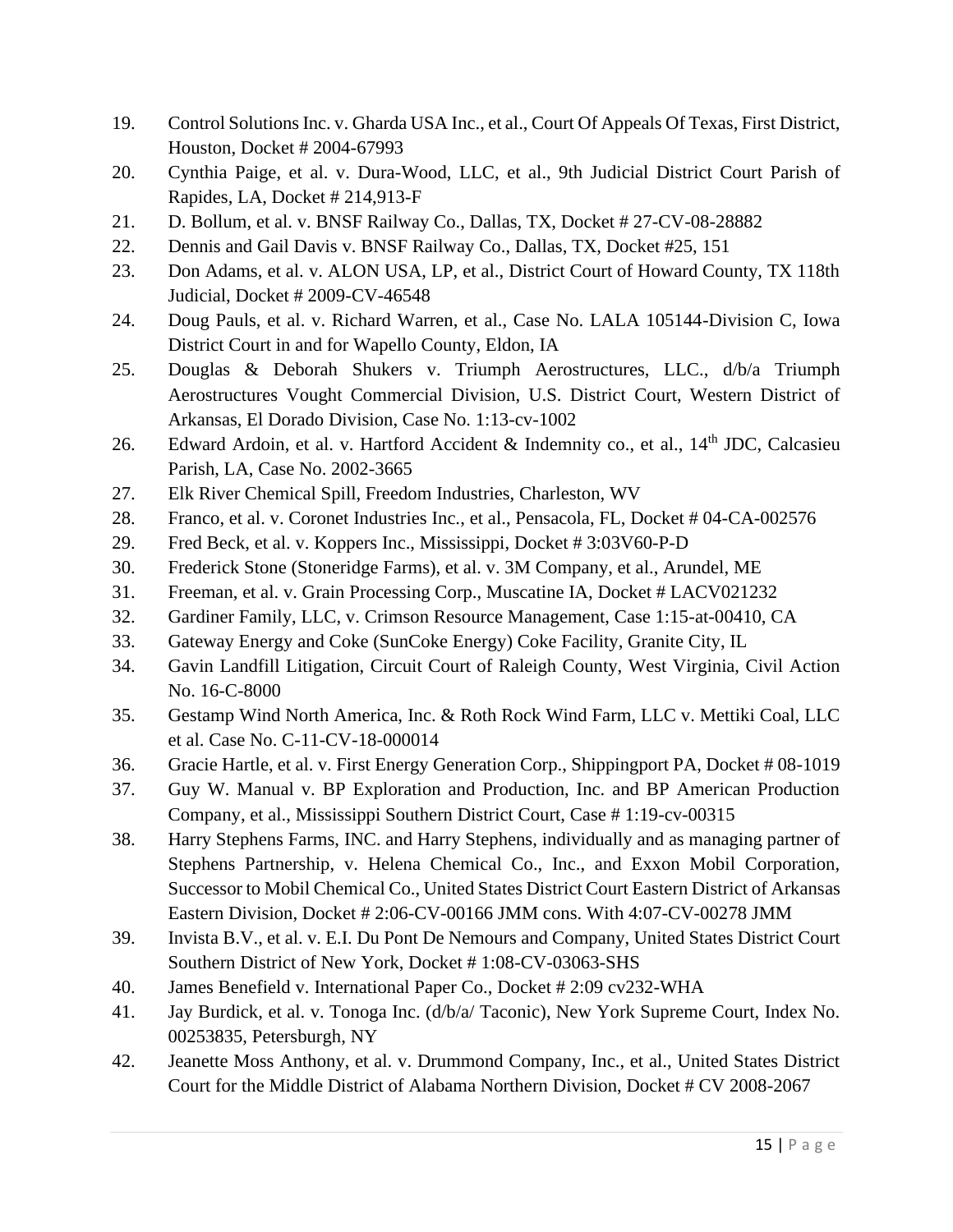19. Control Solutions Inc. v. Gharda USA Inc., et al., Court Of Appeals Of Texas, First District, Houston, Docket # 2004-67993
20. Cynthia Paige, et al. v. Dura-Wood, LLC, et al., 9th Judicial District Court Parish of Rapides, LA, Docket # 214,913-F
21. D. Bollum, et al. v. BNSF Railway Co., Dallas, TX, Docket # 27-CV-08-28882
22. Dennis and Gail Davis v. BNSF Railway Co., Dallas, TX, Docket #25, 151
23. Don Adams, et al. v. ALON USA, LP, et al., District Court of Howard County, TX 118th Judicial, Docket # 2009-CV-46548
24. Doug Pauls, et al. v. Richard Warren, et al., Case No. LALA 105144-Division C, Iowa District Court in and for Wapello County, Eldon, IA
25. Douglas & Deborah Shukers v. Triumph Aerostructures, LLC., d/b/a Triumph Aerostructures Vought Commercial Division, U.S. District Court, Western District of Arkansas, El Dorado Division, Case No. 1:13-cv-1002
26. Edward Ardoin, et al. v. Hartford Accident & Indemnity co., et al., 14th JDC, Calcasieu Parish, LA, Case No. 2002-3665
27. Elk River Chemical Spill, Freedom Industries, Charleston, WV
28. Franco, et al. v. Coronet Industries Inc., et al., Pensacola, FL, Docket # 04-CA-002576
29. Fred Beck, et al. v. Koppers Inc., Mississippi, Docket # 3:03V60-P-D
30. Frederick Stone (Stoneridge Farms), et al. v. 3M Company, et al., Arundel, ME
31. Freeman, et al. v. Grain Processing Corp., Muscatine IA, Docket # LACV021232
32. Gardiner Family, LLC, v. Crimson Resource Management, Case 1:15-at-00410, CA
33. Gateway Energy and Coke (SunCoke Energy) Coke Facility, Granite City, IL
34. Gavin Landfill Litigation, Circuit Court of Raleigh County, West Virginia, Civil Action No. 16-C-8000
35. Gestamp Wind North America, Inc. & Roth Rock Wind Farm, LLC v. Mettiki Coal, LLC et al. Case No. C-11-CV-18-000014
36. Gracie Hartle, et al. v. First Energy Generation Corp., Shippingport PA, Docket # 08-1019
37. Guy W. Manual v. BP Exploration and Production, Inc. and BP American Production Company, et al., Mississippi Southern District Court, Case # 1:19-cv-00315
38. Harry Stephens Farms, INC. and Harry Stephens, individually and as managing partner of Stephens Partnership, v. Helena Chemical Co., Inc., and Exxon Mobil Corporation, Successor to Mobil Chemical Co., United States District Court Eastern District of Arkansas Eastern Division, Docket # 2:06-CV-00166 JMM cons. With 4:07-CV-00278 JMM
39. Invista B.V., et al. v. E.I. Du Pont De Nemours and Company, United States District Court Southern District of New York, Docket # 1:08-CV-03063-SHS
40. James Benefield v. International Paper Co., Docket # 2:09 cv232-WHA
41. Jay Burdick, et al. v. Tonoga Inc. (d/b/a/ Taconic), New York Supreme Court, Index No. 00253835, Petersburgh, NY
42. Jeanette Moss Anthony, et al. v. Drummond Company, Inc., et al., United States District Court for the Middle District of Alabama Northern Division, Docket # CV 2008-2067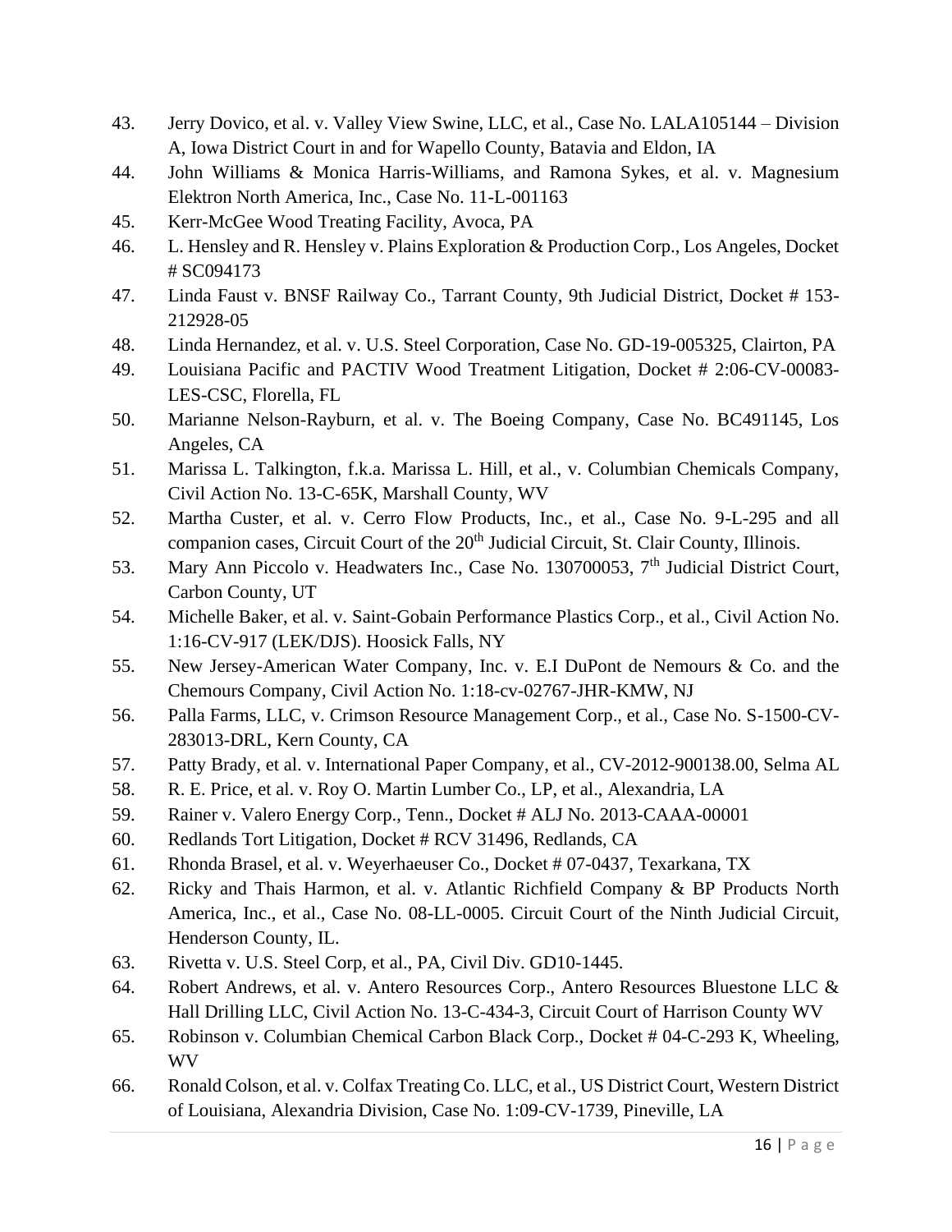43. Jerry Dovico, et al. v. Valley View Swine, LLC, et al., Case No. LALA105144 – Division A, Iowa District Court in and for Wapello County, Batavia and Eldon, IA
44. John Williams & Monica Harris-Williams, and Ramona Sykes, et al. v. Magnesium Elektron North America, Inc., Case No. 11-L-001163
45. Kerr-McGee Wood Treating Facility, Avoca, PA
46. L. Hensley and R. Hensley v. Plains Exploration & Production Corp., Los Angeles, Docket # SC094173
47. Linda Faust v. BNSF Railway Co., Tarrant County, 9th Judicial District, Docket # 153-212928-05
48. Linda Hernandez, et al. v. U.S. Steel Corporation, Case No. GD-19-005325, Clairton, PA
49. Louisiana Pacific and PACTIV Wood Treatment Litigation, Docket # 2:06-CV-00083-LES-CSC, Florella, FL
50. Marianne Nelson-Rayburn, et al. v. The Boeing Company, Case No. BC491145, Los Angeles, CA
51. Marissa L. Talkington, f.k.a. Marissa L. Hill, et al., v. Columbian Chemicals Company, Civil Action No. 13-C-65K, Marshall County, WV
52. Martha Custer, et al. v. Cerro Flow Products, Inc., et al., Case No. 9-L-295 and all companion cases, Circuit Court of the 20th Judicial Circuit, St. Clair County, Illinois.
53. Mary Ann Piccolo v. Headwaters Inc., Case No. 130700053, 7th Judicial District Court, Carbon County, UT
54. Michelle Baker, et al. v. Saint-Gobain Performance Plastics Corp., et al., Civil Action No. 1:16-CV-917 (LEK/DJS). Hoosick Falls, NY
55. New Jersey-American Water Company, Inc. v. E.I DuPont de Nemours & Co. and the Chemours Company, Civil Action No. 1:18-cv-02767-JHR-KMW, NJ
56. Palla Farms, LLC, v. Crimson Resource Management Corp., et al., Case No. S-1500-CV-283013-DRL, Kern County, CA
57. Patty Brady, et al. v. International Paper Company, et al., CV-2012-900138.00, Selma AL
58. R. E. Price, et al. v. Roy O. Martin Lumber Co., LP, et al., Alexandria, LA
59. Rainer v. Valero Energy Corp., Tenn., Docket # ALJ No. 2013-CAAA-00001
60. Redlands Tort Litigation, Docket # RCV 31496, Redlands, CA
61. Rhonda Brasel, et al. v. Weyerhaeuser Co., Docket # 07-0437, Texarkana, TX
62. Ricky and Thais Harmon, et al. v. Atlantic Richfield Company & BP Products North America, Inc., et al., Case No. 08-LL-0005. Circuit Court of the Ninth Judicial Circuit, Henderson County, IL.
63. Rivetta v. U.S. Steel Corp, et al., PA, Civil Div. GD10-1445.
64. Robert Andrews, et al. v. Antero Resources Corp., Antero Resources Bluestone LLC & Hall Drilling LLC, Civil Action No. 13-C-434-3, Circuit Court of Harrison County WV
65. Robinson v. Columbian Chemical Carbon Black Corp., Docket # 04-C-293 K, Wheeling, WV
66. Ronald Colson, et al. v. Colfax Treating Co. LLC, et al., US District Court, Western District of Louisiana, Alexandria Division, Case No. 1:09-CV-1739, Pineville, LA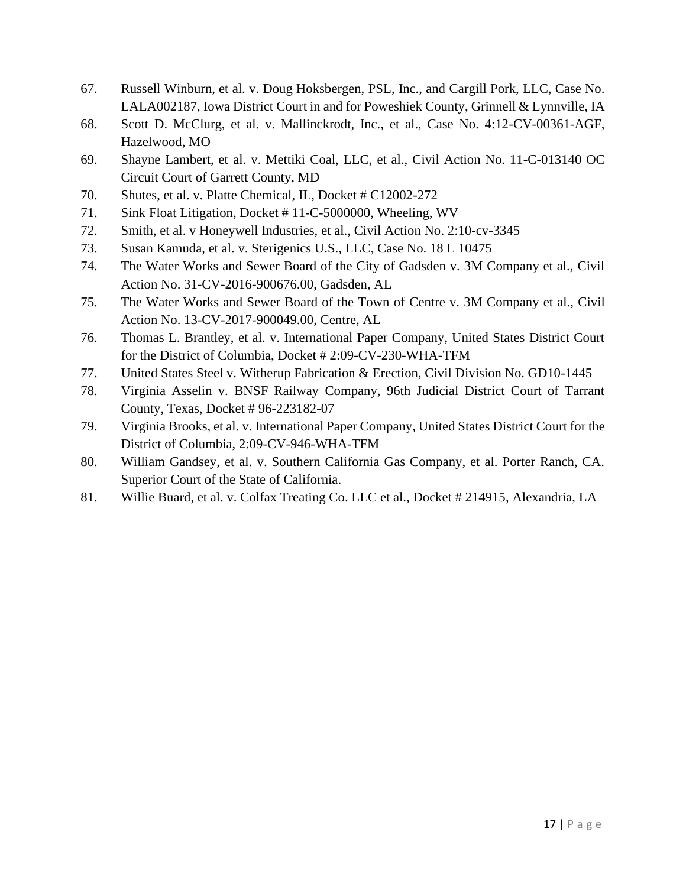67. Russell Winburn, et al. v. Doug Hoksbergen, PSL, Inc., and Cargill Pork, LLC, Case No. LALA002187, Iowa District Court in and for Poweshiek County, Grinnell & Lynnville, IA
68. Scott D. McClurg, et al. v. Mallinckrodt, Inc., et al., Case No. 4:12-CV-00361-AGF, Hazelwood, MO
69. Shayne Lambert, et al. v. Mettiki Coal, LLC, et al., Civil Action No. 11-C-013140 OC Circuit Court of Garrett County, MD
70. Shutes, et al. v. Platte Chemical, IL, Docket # C12002-272
71. Sink Float Litigation, Docket # 11-C-5000000, Wheeling, WV
72. Smith, et al. v Honeywell Industries, et al., Civil Action No. 2:10-cv-3345
73. Susan Kamuda, et al. v. Sterigenics U.S., LLC, Case No. 18 L 10475
74. The Water Works and Sewer Board of the City of Gadsden v. 3M Company et al., Civil Action No. 31-CV-2016-900676.00, Gadsden, AL
75. The Water Works and Sewer Board of the Town of Centre v. 3M Company et al., Civil Action No. 13-CV-2017-900049.00, Centre, AL
76. Thomas L. Brantley, et al. v. International Paper Company, United States District Court for the District of Columbia, Docket # 2:09-CV-230-WHA-TFM
77. United States Steel v. Witherup Fabrication & Erection, Civil Division No. GD10-1445
78. Virginia Asselin v. BNSF Railway Company, 96th Judicial District Court of Tarrant County, Texas, Docket # 96-223182-07
79. Virginia Brooks, et al. v. International Paper Company, United States District Court for the District of Columbia, 2:09-CV-946-WHA-TFM
80. William Gandsey, et al. v. Southern California Gas Company, et al. Porter Ranch, CA. Superior Court of the State of California.
81. Willie Buard, et al. v. Colfax Treating Co. LLC et al., Docket # 214915, Alexandria, LA